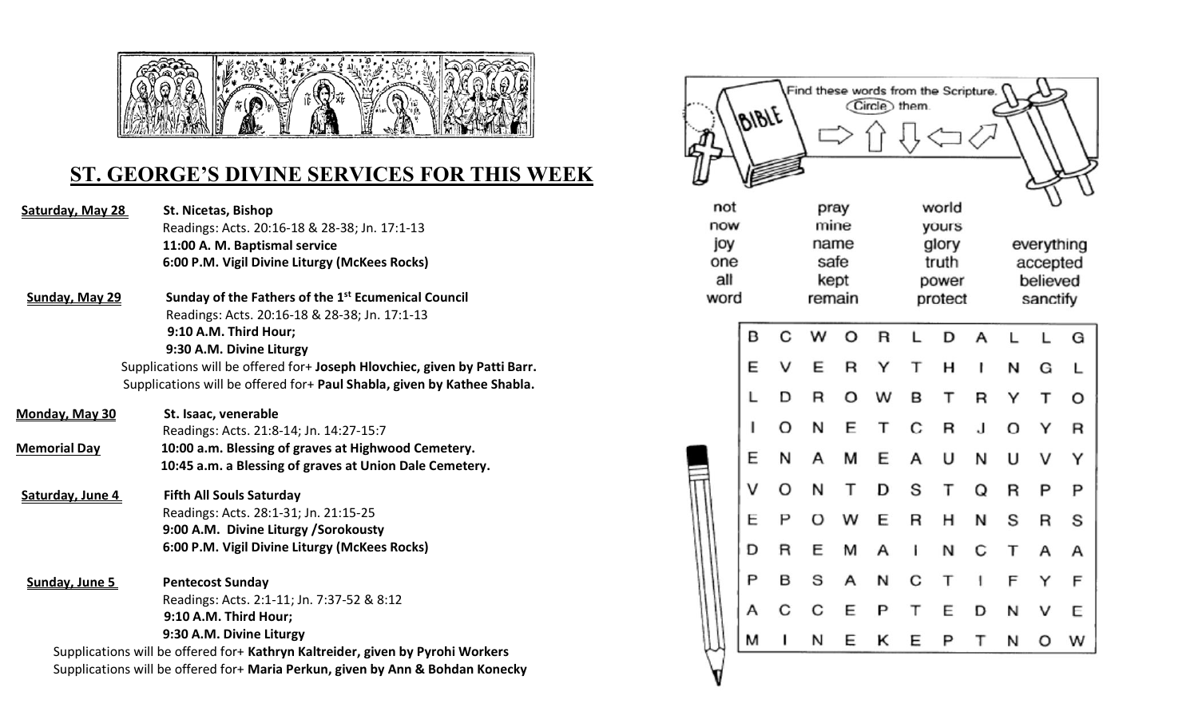# ST. GEORGE'S DIVINE SERVICES FOR THIS WEEK

**Saturday, May 28** — **St. Nicetas, Bishop**
Readings: Acts. 20:16-18 & 28-38; Jn. 17:1-13
**11:00 A. M. Baptismal service**
**6:00 P.M. Vigil Divine Liturgy (McKees Rocks)**

**Sunday, May 29** — **Sunday of the Fathers of the 1st Ecumenical Council**
Readings: Acts. 20:16-18 & 28-38; Jn. 17:1-13
**9:10 A.M. Third Hour;**
**9:30 A.M. Divine Liturgy**
Supplications will be offered for+ **Joseph Hlovchiec, given by Patti Barr.**
Supplications will be offered for+ **Paul Shabla, given by Kathee Shabla.**

**Monday, May 30** — **St. Isaac, venerable**
Readings: Acts. 21:8-14; Jn. 14:27-15:7

**Memorial Day**
**10:00 a.m. Blessing of graves at Highwood Cemetery.**
**10:45 a.m. a Blessing of graves at Union Dale Cemetery.**

**Saturday, June 4** — **Fifth All Souls Saturday**
Readings: Acts. 28:1-31; Jn. 21:15-25
**9:00 A.M. Divine Liturgy /Sorokousty**
**6:00 P.M. Vigil Divine Liturgy (McKees Rocks)**

**Sunday, June 5** — **Pentecost Sunday**
Readings: Acts. 2:1-11; Jn. 7:37-52 & 8:12
**9:10 A.M. Third Hour;**
**9:30 A.M. Divine Liturgy**
Supplications will be offered for+ **Kathryn Kaltreider, given by Pyrohi Workers**
Supplications will be offered for+ **Maria Perkun, given by Ann & Bohdan Konecky**

Find these words from the Scripture. Circle them.

| | | | |
|---|---|---|---|
| not | pray | world | |
| now | mine | yours | |
| joy | name | glory | everything |
| one | safe | truth | accepted |
| all | kept | power | believed |
| word | remain | protect | sanctify |

```
B C W O R L D A L L G
E V E R Y T H I N G L
L D R O W B T R Y T O
I O N E T C R J O Y R
E N A M E A U N U V Y
V O N T D S T Q R P P
E P O W E R H N S R S
D R E M A I N C T A A
P B S A N C T I F Y F
A C C E P T E D N V E
M I N E K E P T N O W
```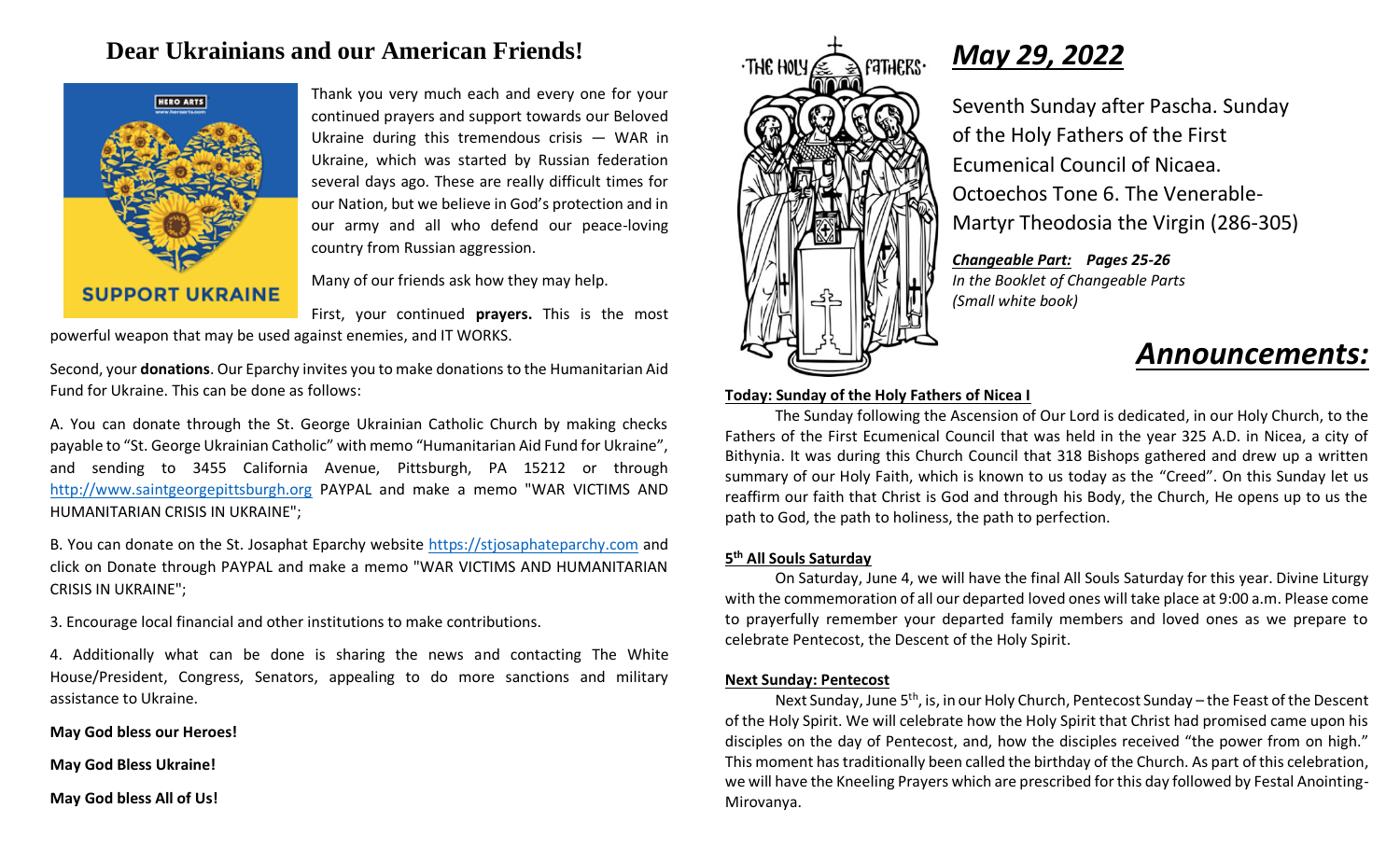## Dear Ukrainians and our American Friends!

Thank you very much each and every one for your continued prayers and support towards our Beloved Ukraine during this tremendous crisis — WAR in Ukraine, which was started by Russian federation several days ago. These are really difficult times for our Nation, but we believe in God's protection and in our army and all who defend our peace-loving country from Russian aggression.

Many of our friends ask how they may help.

First, your continued **prayers.** This is the most powerful weapon that may be used against enemies, and IT WORKS.

Second, your **donations**. Our Eparchy invites you to make donations to the Humanitarian Aid Fund for Ukraine. This can be done as follows:

A. You can donate through the St. George Ukrainian Catholic Church by making checks payable to "St. George Ukrainian Catholic" with memo "Humanitarian Aid Fund for Ukraine", and sending to 3455 California Avenue, Pittsburgh, PA 15212 or through http://www.saintgeorgepittsburgh.org PAYPAL and make a memo "WAR VICTIMS AND HUMANITARIAN CRISIS IN UKRAINE";

B. You can donate on the St. Josaphat Eparchy website https://stjosaphateparchy.com and click on Donate through PAYPAL and make a memo "WAR VICTIMS AND HUMANITARIAN CRISIS IN UKRAINE";

3. Encourage local financial and other institutions to make contributions.

4. Additionally what can be done is sharing the news and contacting The White House/President, Congress, Senators, appealing to do more sanctions and military assistance to Ukraine.

**May God bless our Heroes!**

**May God Bless Ukraine!**

**May God bless All of Us!**

## *May 29, 2022*

Seventh Sunday after Pascha. Sunday of the Holy Fathers of the First Ecumenical Council of Nicaea. Octoechos Tone 6. The Venerable-Martyr Theodosia the Virgin (286-305)

***Changeable Part:*** ***Pages 25-26***
*In the Booklet of Changeable Parts (Small white book)*

# *Announcements:*

**Today: Sunday of the Holy Fathers of Nicea I**

The Sunday following the Ascension of Our Lord is dedicated, in our Holy Church, to the Fathers of the First Ecumenical Council that was held in the year 325 A.D. in Nicea, a city of Bithynia. It was during this Church Council that 318 Bishops gathered and drew up a written summary of our Holy Faith, which is known to us today as the "Creed". On this Sunday let us reaffirm our faith that Christ is God and through his Body, the Church, He opens up to us the path to God, the path to holiness, the path to perfection.

**5th All Souls Saturday**

On Saturday, June 4, we will have the final All Souls Saturday for this year. Divine Liturgy with the commemoration of all our departed loved ones will take place at 9:00 a.m. Please come to prayerfully remember your departed family members and loved ones as we prepare to celebrate Pentecost, the Descent of the Holy Spirit.

**Next Sunday: Pentecost**

Next Sunday, June 5th, is, in our Holy Church, Pentecost Sunday – the Feast of the Descent of the Holy Spirit. We will celebrate how the Holy Spirit that Christ had promised came upon his disciples on the day of Pentecost, and, how the disciples received "the power from on high." This moment has traditionally been called the birthday of the Church. As part of this celebration, we will have the Kneeling Prayers which are prescribed for this day followed by Festal Anointing-Mirovanya.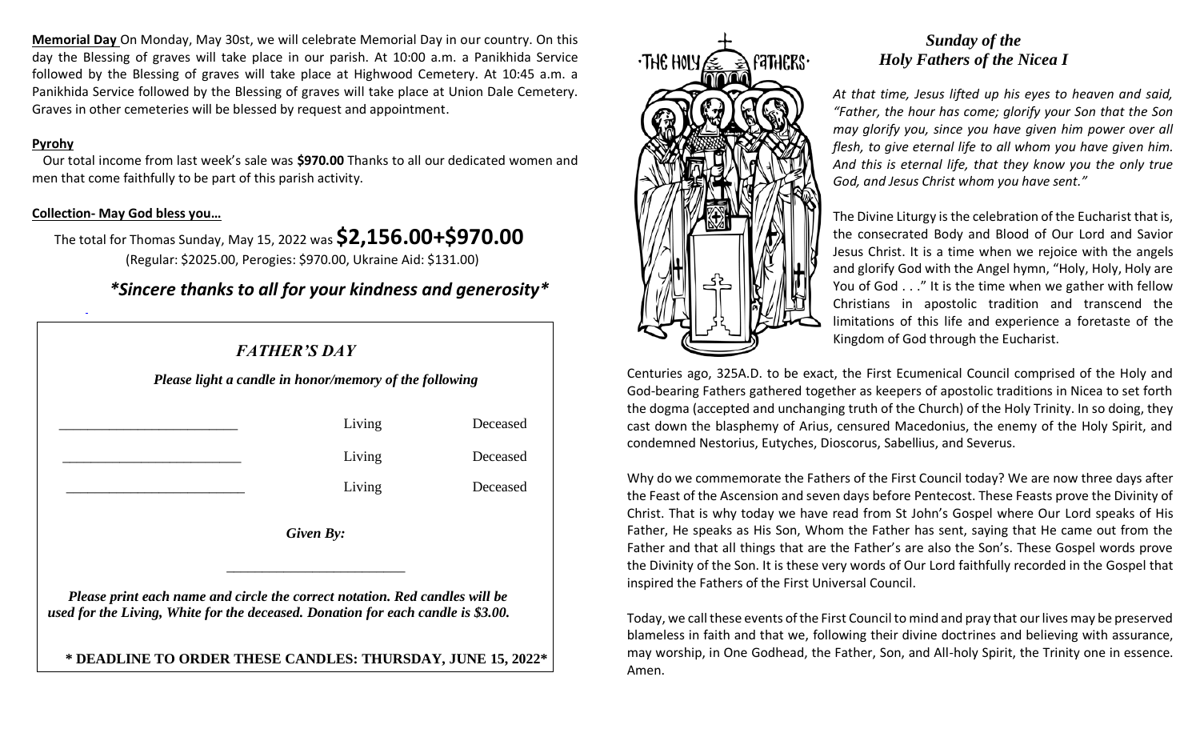**Memorial Day** On Monday, May 30st, we will celebrate Memorial Day in our country. On this day the Blessing of graves will take place in our parish. At 10:00 a.m. a Panikhida Service followed by the Blessing of graves will take place at Highwood Cemetery. At 10:45 a.m. a Panikhida Service followed by the Blessing of graves will take place at Union Dale Cemetery. Graves in other cemeteries will be blessed by request and appointment.

**Pyrohy**

Our total income from last week's sale was **$970.00** Thanks to all our dedicated women and men that come faithfully to be part of this parish activity.

**Collection- May God bless you…**

The total for Thomas Sunday, May 15, 2022 was **$2,156.00+$970.00**

(Regular: $2025.00, Perogies: $970.00, Ukraine Aid: $131.00)

***Sincere thanks to all for your kindness and generosity***

## *FATHER'S DAY*

***Please light a candle in honor/memory of the following***

| | | |
|---|---|---|
| \_\_\_\_\_\_\_\_\_\_\_\_\_\_\_\_\_\_\_\_\_\_\_\_ | Living | Deceased |
| \_\_\_\_\_\_\_\_\_\_\_\_\_\_\_\_\_\_\_\_\_\_\_\_ | Living | Deceased |
| \_\_\_\_\_\_\_\_\_\_\_\_\_\_\_\_\_\_\_\_\_\_\_\_ | Living | Deceased |

***Given By:***

\_\_\_\_\_\_\_\_\_\_\_\_\_\_\_\_\_\_\_\_\_\_\_\_

***Please print each name and circle the correct notation. Red candles will be used for the Living, White for the deceased. Donation for each candle is $3.00.***

**\* DEADLINE TO ORDER THESE CANDLES: THURSDAY, JUNE 15, 2022\***

·THE HOLY FATHERS·

## *Sunday of the Holy Fathers of the Nicea I*

*At that time, Jesus lifted up his eyes to heaven and said, "Father, the hour has come; glorify your Son that the Son may glorify you, since you have given him power over all flesh, to give eternal life to all whom you have given him. And this is eternal life, that they know you the only true God, and Jesus Christ whom you have sent."*

The Divine Liturgy is the celebration of the Eucharist that is, the consecrated Body and Blood of Our Lord and Savior Jesus Christ. It is a time when we rejoice with the angels and glorify God with the Angel hymn, "Holy, Holy, Holy are You of God . . ." It is the time when we gather with fellow Christians in apostolic tradition and transcend the limitations of this life and experience a foretaste of the Kingdom of God through the Eucharist.

Centuries ago, 325A.D. to be exact, the First Ecumenical Council comprised of the Holy and God-bearing Fathers gathered together as keepers of apostolic traditions in Nicea to set forth the dogma (accepted and unchanging truth of the Church) of the Holy Trinity. In so doing, they cast down the blasphemy of Arius, censured Macedonius, the enemy of the Holy Spirit, and condemned Nestorius, Eutyches, Dioscorus, Sabellius, and Severus.

Why do we commemorate the Fathers of the First Council today? We are now three days after the Feast of the Ascension and seven days before Pentecost. These Feasts prove the Divinity of Christ. That is why today we have read from St John's Gospel where Our Lord speaks of His Father, He speaks as His Son, Whom the Father has sent, saying that He came out from the Father and that all things that are the Father's are also the Son's. These Gospel words prove the Divinity of the Son. It is these very words of Our Lord faithfully recorded in the Gospel that inspired the Fathers of the First Universal Council.

Today, we call these events of the First Council to mind and pray that our lives may be preserved blameless in faith and that we, following their divine doctrines and believing with assurance, may worship, in One Godhead, the Father, Son, and All-holy Spirit, the Trinity one in essence. Amen.